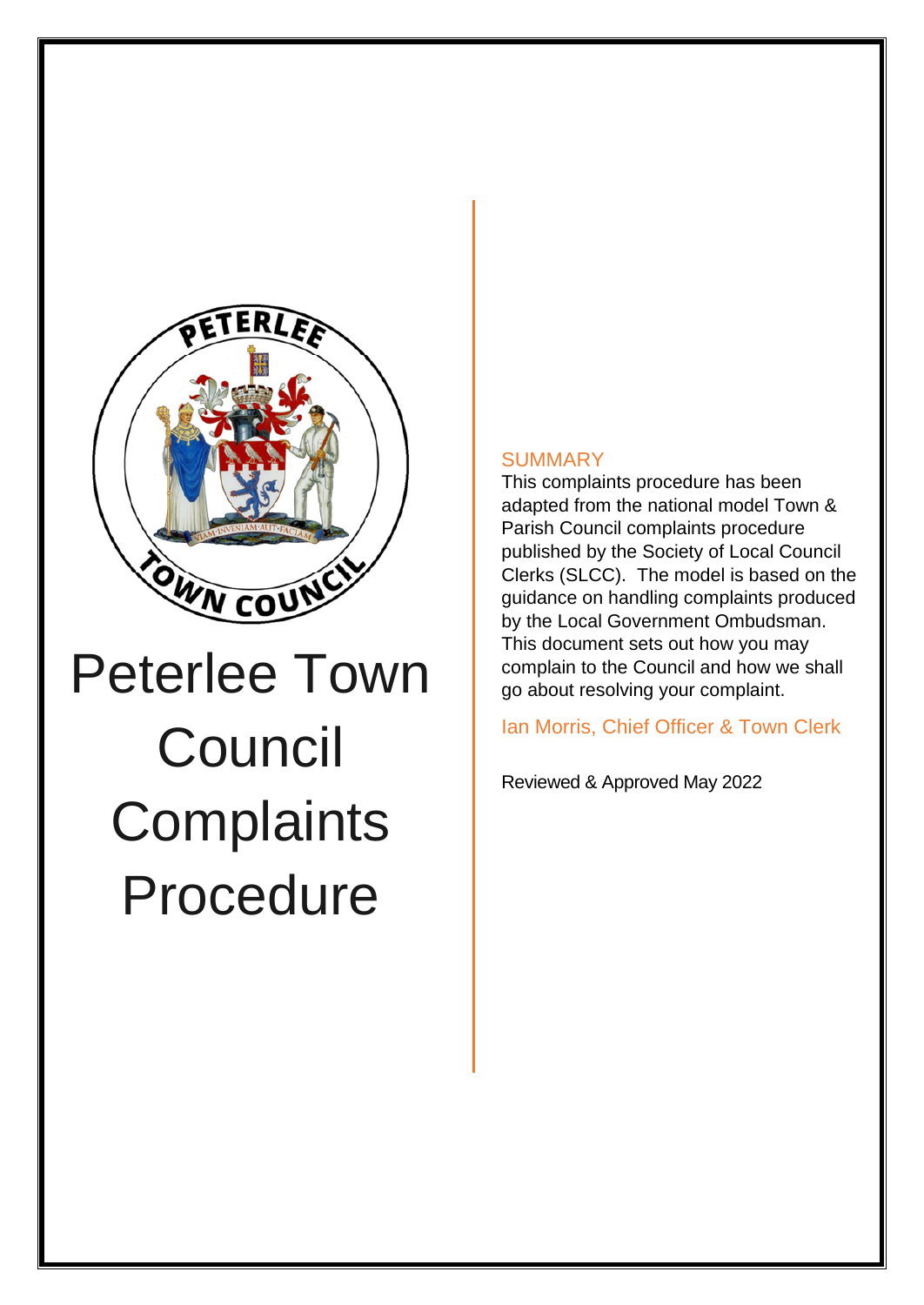# Peterlee Town Council Complaints Procedure

## SUMMARY

This complaints procedure has been adapted from the national model Town & Parish Council complaints procedure published by the Society of Local Council Clerks (SLCC). The model is based on the guidance on handling complaints produced by the Local Government Ombudsman. This document sets out how you may complain to the Council and how we shall go about resolving your complaint.

Ian Morris, Chief Officer & Town Clerk

Reviewed & Approved May 2022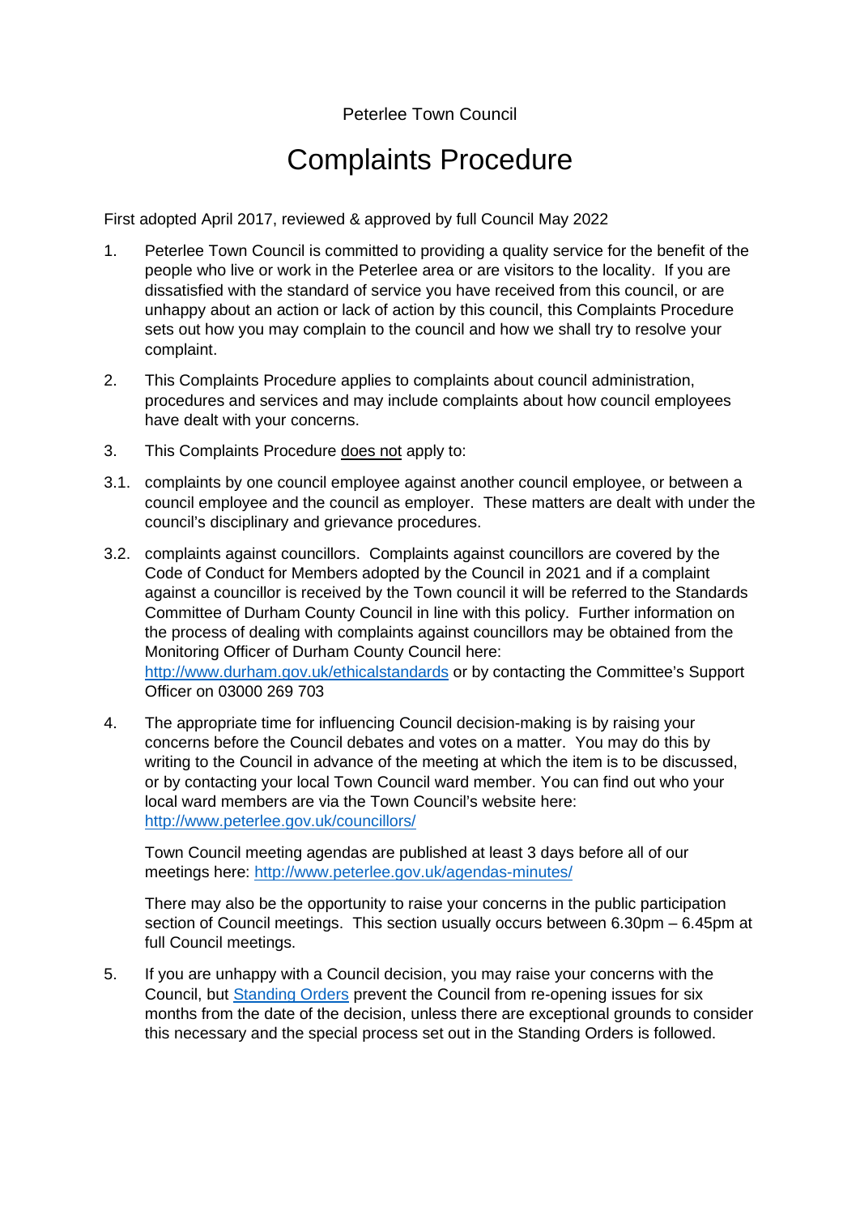Peterlee Town Council

# Complaints Procedure

First adopted April 2017, reviewed & approved by full Council May 2022

1. Peterlee Town Council is committed to providing a quality service for the benefit of the people who live or work in the Peterlee area or are visitors to the locality. If you are dissatisfied with the standard of service you have received from this council, or are unhappy about an action or lack of action by this council, this Complaints Procedure sets out how you may complain to the council and how we shall try to resolve your complaint.

2. This Complaints Procedure applies to complaints about council administration, procedures and services and may include complaints about how council employees have dealt with your concerns.

3. This Complaints Procedure does not apply to:

3.1. complaints by one council employee against another council employee, or between a council employee and the council as employer. These matters are dealt with under the council's disciplinary and grievance procedures.

3.2. complaints against councillors. Complaints against councillors are covered by the Code of Conduct for Members adopted by the Council in 2021 and if a complaint against a councillor is received by the Town council it will be referred to the Standards Committee of Durham County Council in line with this policy. Further information on the process of dealing with complaints against councillors may be obtained from the Monitoring Officer of Durham County Council here: [http://www.durham.gov.uk/ethicalstandards](http://www.durham.gov.uk/ethicalstandards) or by contacting the Committee's Support Officer on 03000 269 703

4. The appropriate time for influencing Council decision-making is by raising your concerns before the Council debates and votes on a matter. You may do this by writing to the Council in advance of the meeting at which the item is to be discussed, or by contacting your local Town Council ward member. You can find out who your local ward members are via the Town Council's website here: [http://www.peterlee.gov.uk/councillors/](http://www.peterlee.gov.uk/councillors/)

   Town Council meeting agendas are published at least 3 days before all of our meetings here: [http://www.peterlee.gov.uk/agendas-minutes/](http://www.peterlee.gov.uk/agendas-minutes/)

   There may also be the opportunity to raise your concerns in the public participation section of Council meetings. This section usually occurs between 6.30pm – 6.45pm at full Council meetings.

5. If you are unhappy with a Council decision, you may raise your concerns with the Council, but Standing Orders prevent the Council from re-opening issues for six months from the date of the decision, unless there are exceptional grounds to consider this necessary and the special process set out in the Standing Orders is followed.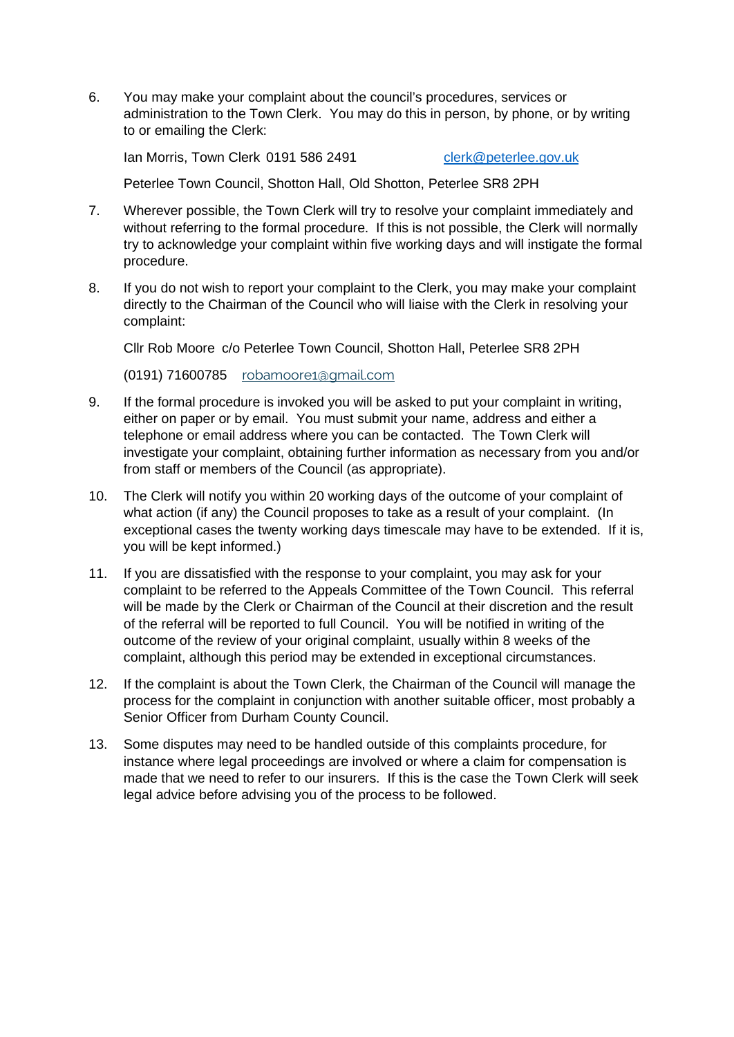6. You may make your complaint about the council's procedures, services or administration to the Town Clerk. You may do this in person, by phone, or by writing to or emailing the Clerk:

   Ian Morris, Town Clerk 0191 586 2491 clerk@peterlee.gov.uk

   Peterlee Town Council, Shotton Hall, Old Shotton, Peterlee SR8 2PH

7. Wherever possible, the Town Clerk will try to resolve your complaint immediately and without referring to the formal procedure. If this is not possible, the Clerk will normally try to acknowledge your complaint within five working days and will instigate the formal procedure.

8. If you do not wish to report your complaint to the Clerk, you may make your complaint directly to the Chairman of the Council who will liaise with the Clerk in resolving your complaint:

   Cllr Rob Moore c/o Peterlee Town Council, Shotton Hall, Peterlee SR8 2PH

   (0191) 71600785 robamoore1@gmail.com

9. If the formal procedure is invoked you will be asked to put your complaint in writing, either on paper or by email. You must submit your name, address and either a telephone or email address where you can be contacted. The Town Clerk will investigate your complaint, obtaining further information as necessary from you and/or from staff or members of the Council (as appropriate).

10. The Clerk will notify you within 20 working days of the outcome of your complaint of what action (if any) the Council proposes to take as a result of your complaint. (In exceptional cases the twenty working days timescale may have to be extended. If it is, you will be kept informed.)

11. If you are dissatisfied with the response to your complaint, you may ask for your complaint to be referred to the Appeals Committee of the Town Council. This referral will be made by the Clerk or Chairman of the Council at their discretion and the result of the referral will be reported to full Council. You will be notified in writing of the outcome of the review of your original complaint, usually within 8 weeks of the complaint, although this period may be extended in exceptional circumstances.

12. If the complaint is about the Town Clerk, the Chairman of the Council will manage the process for the complaint in conjunction with another suitable officer, most probably a Senior Officer from Durham County Council.

13. Some disputes may need to be handled outside of this complaints procedure, for instance where legal proceedings are involved or where a claim for compensation is made that we need to refer to our insurers. If this is the case the Town Clerk will seek legal advice before advising you of the process to be followed.